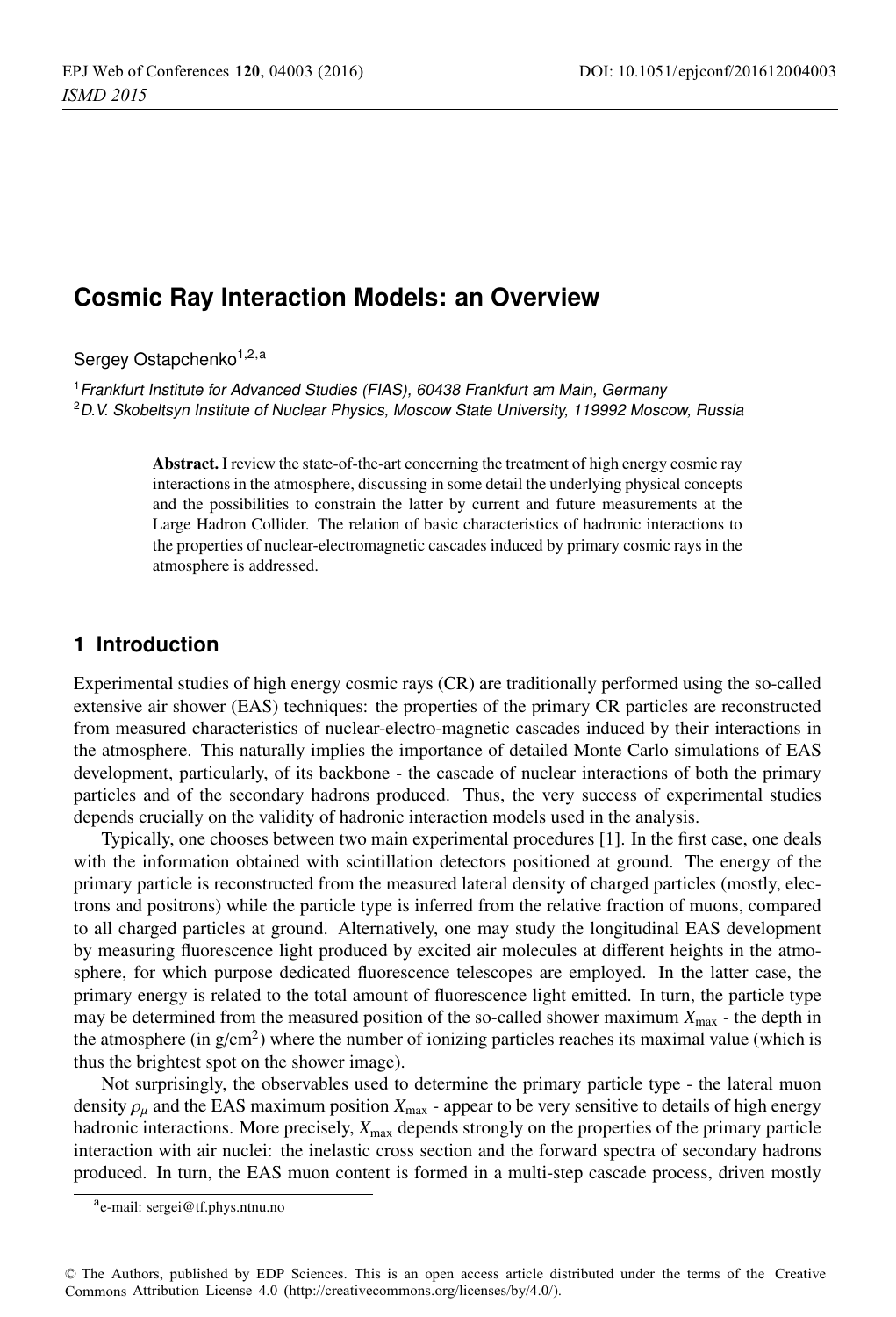# Cosmic Ray Interaction Models: an Overview

Sergey Ostapchenko[1,2,a]

[1] Frankfurt Institute for Advanced Studies (FIAS), 60438 Frankfurt am Main, Germany
[2] D.V. Skobeltsyn Institute of Nuclear Physics, Moscow State University, 119992 Moscow, Russia

**Abstract.** I review the state-of-the-art concerning the treatment of high energy cosmic ray interactions in the atmosphere, discussing in some detail the underlying physical concepts and the possibilities to constrain the latter by current and future measurements at the Large Hadron Collider. The relation of basic characteristics of hadronic interactions to the properties of nuclear-electromagnetic cascades induced by primary cosmic rays in the atmosphere is addressed.

## 1 Introduction

Experimental studies of high energy cosmic rays (CR) are traditionally performed using the so-called extensive air shower (EAS) techniques: the properties of the primary CR particles are reconstructed from measured characteristics of nuclear-electro-magnetic cascades induced by their interactions in the atmosphere. This naturally implies the importance of detailed Monte Carlo simulations of EAS development, particularly, of its backbone - the cascade of nuclear interactions of both the primary particles and of the secondary hadrons produced. Thus, the very success of experimental studies depends crucially on the validity of hadronic interaction models used in the analysis.

Typically, one chooses between two main experimental procedures [1]. In the first case, one deals with the information obtained with scintillation detectors positioned at ground. The energy of the primary particle is reconstructed from the measured lateral density of charged particles (mostly, electrons and positrons) while the particle type is inferred from the relative fraction of muons, compared to all charged particles at ground. Alternatively, one may study the longitudinal EAS development by measuring fluorescence light produced by excited air molecules at different heights in the atmosphere, for which purpose dedicated fluorescence telescopes are employed. In the latter case, the primary energy is related to the total amount of fluorescence light emitted. In turn, the particle type may be determined from the measured position of the so-called shower maximum $X_{\max}$ - the depth in the atmosphere (in g/cm$^2$) where the number of ionizing particles reaches its maximal value (which is thus the brightest spot on the shower image).

Not surprisingly, the observables used to determine the primary particle type - the lateral muon density $\rho_\mu$ and the EAS maximum position $X_{\max}$ - appear to be very sensitive to details of high energy hadronic interactions. More precisely, $X_{\max}$ depends strongly on the properties of the primary particle interaction with air nuclei: the inelastic cross section and the forward spectra of secondary hadrons produced. In turn, the EAS muon content is formed in a multi-step cascade process, driven mostly

[a] e-mail: sergei@tf.phys.ntnu.no

© The Authors, published by EDP Sciences. This is an open access article distributed under the terms of the Creative Commons Attribution License 4.0 (http://creativecommons.org/licenses/by/4.0/).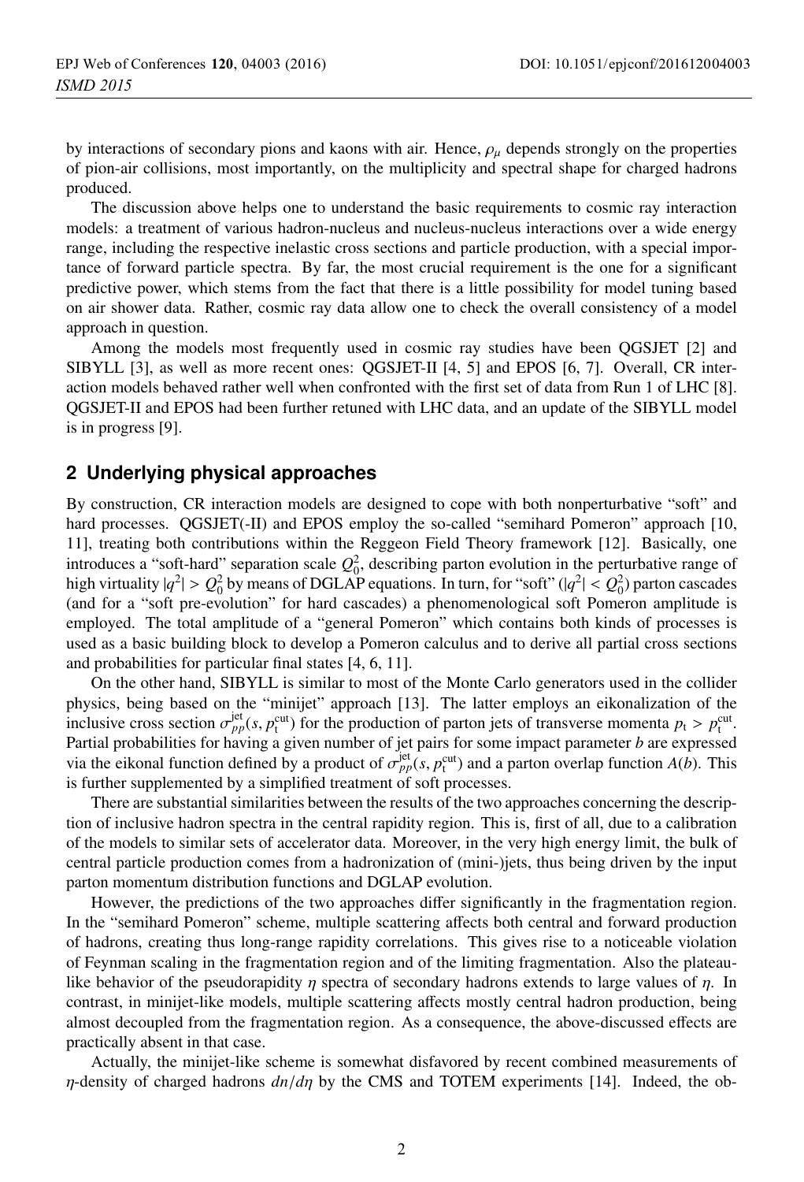by interactions of secondary pions and kaons with air. Hence, $\rho_\mu$ depends strongly on the properties of pion-air collisions, most importantly, on the multiplicity and spectral shape for charged hadrons produced.

The discussion above helps one to understand the basic requirements to cosmic ray interaction models: a treatment of various hadron-nucleus and nucleus-nucleus interactions over a wide energy range, including the respective inelastic cross sections and particle production, with a special importance of forward particle spectra. By far, the most crucial requirement is the one for a significant predictive power, which stems from the fact that there is a little possibility for model tuning based on air shower data. Rather, cosmic ray data allow one to check the overall consistency of a model approach in question.

Among the models most frequently used in cosmic ray studies have been QGSJET [2] and SIBYLL [3], as well as more recent ones: QGSJET-II [4, 5] and EPOS [6, 7]. Overall, CR interaction models behaved rather well when confronted with the first set of data from Run 1 of LHC [8]. QGSJET-II and EPOS had been further retuned with LHC data, and an update of the SIBYLL model is in progress [9].

## 2 Underlying physical approaches

By construction, CR interaction models are designed to cope with both nonperturbative "soft" and hard processes. QGSJET(-II) and EPOS employ the so-called "semihard Pomeron" approach [10, 11], treating both contributions within the Reggeon Field Theory framework [12]. Basically, one introduces a "soft-hard" separation scale $Q_0^2$, describing parton evolution in the perturbative range of high virtuality $|q^2| > Q_0^2$ by means of DGLAP equations. In turn, for "soft" ($|q^2| < Q_0^2$) parton cascades (and for a "soft pre-evolution" for hard cascades) a phenomenological soft Pomeron amplitude is employed. The total amplitude of a "general Pomeron" which contains both kinds of processes is used as a basic building block to develop a Pomeron calculus and to derive all partial cross sections and probabilities for particular final states [4, 6, 11].

On the other hand, SIBYLL is similar to most of the Monte Carlo generators used in the collider physics, being based on the "minijet" approach [13]. The latter employs an eikonalization of the inclusive cross section $\sigma_{pp}^{\rm jet}(s, p_{\rm t}^{\rm cut})$ for the production of parton jets of transverse momenta $p_{\rm t} > p_{\rm t}^{\rm cut}$. Partial probabilities for having a given number of jet pairs for some impact parameter $b$ are expressed via the eikonal function defined by a product of $\sigma_{pp}^{\rm jet}(s, p_{\rm t}^{\rm cut})$ and a parton overlap function $A(b)$. This is further supplemented by a simplified treatment of soft processes.

There are substantial similarities between the results of the two approaches concerning the description of inclusive hadron spectra in the central rapidity region. This is, first of all, due to a calibration of the models to similar sets of accelerator data. Moreover, in the very high energy limit, the bulk of central particle production comes from a hadronization of (mini-)jets, thus being driven by the input parton momentum distribution functions and DGLAP evolution.

However, the predictions of the two approaches differ significantly in the fragmentation region. In the "semihard Pomeron" scheme, multiple scattering affects both central and forward production of hadrons, creating thus long-range rapidity correlations. This gives rise to a noticeable violation of Feynman scaling in the fragmentation region and of the limiting fragmentation. Also the plateau-like behavior of the pseudorapidity $\eta$ spectra of secondary hadrons extends to large values of $\eta$. In contrast, in minijet-like models, multiple scattering affects mostly central hadron production, being almost decoupled from the fragmentation region. As a consequence, the above-discussed effects are practically absent in that case.

Actually, the minijet-like scheme is somewhat disfavored by recent combined measurements of $\eta$-density of charged hadrons $dn/d\eta$ by the CMS and TOTEM experiments [14]. Indeed, the ob-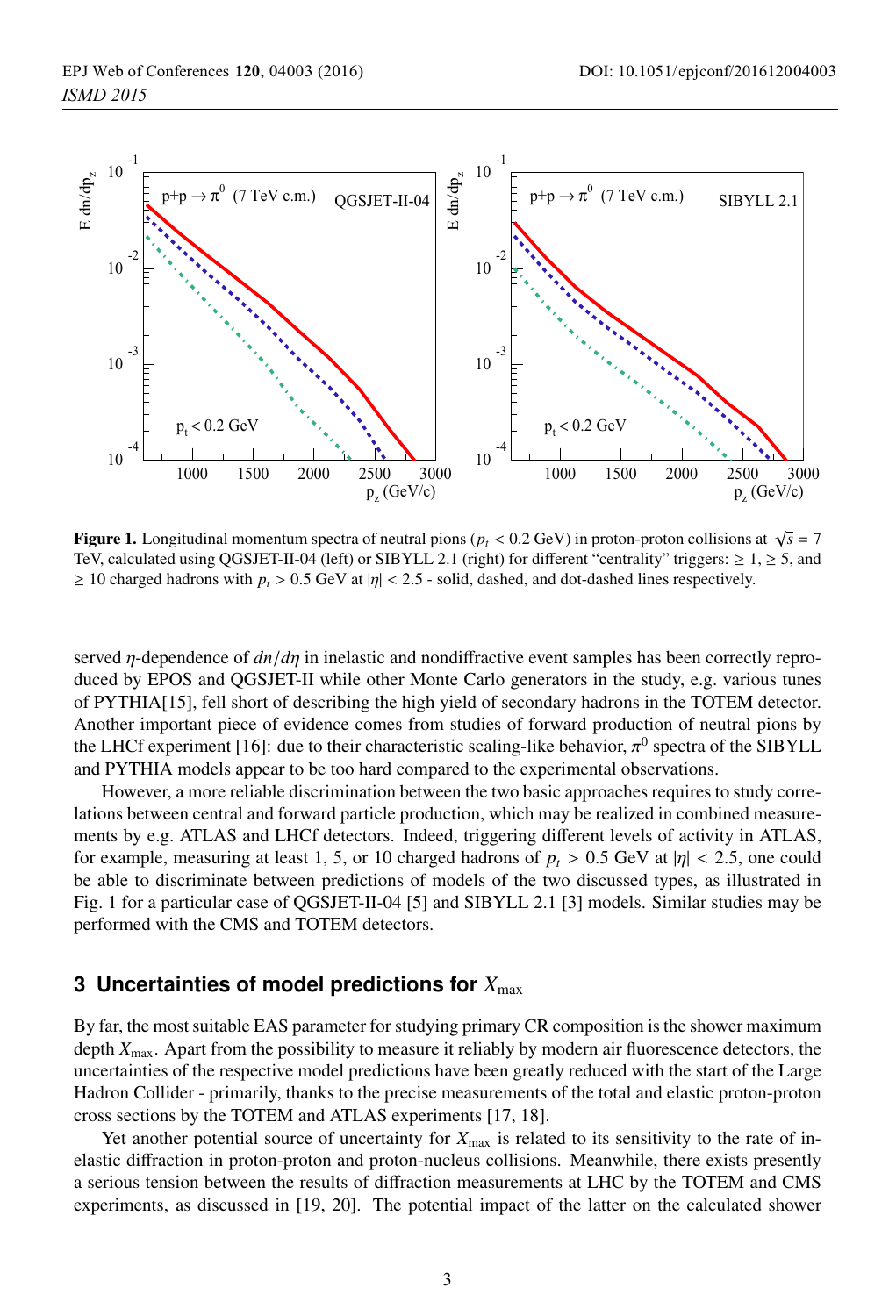**Figure 1.** Longitudinal momentum spectra of neutral pions ($p_t < 0.2$ GeV) in proton-proton collisions at $\sqrt{s} = 7$ TeV, calculated using QGSJET-II-04 (left) or SIBYLL 2.1 (right) for different "centrality" triggers: $\geq 1$, $\geq 5$, and $\geq 10$ charged hadrons with $p_t > 0.5$ GeV at $|\eta| < 2.5$ - solid, dashed, and dot-dashed lines respectively.

served $\eta$-dependence of $dn/d\eta$ in inelastic and nondiffractive event samples has been correctly reproduced by EPOS and QGSJET-II while other Monte Carlo generators in the study, e.g. various tunes of PYTHIA[15], fell short of describing the high yield of secondary hadrons in the TOTEM detector. Another important piece of evidence comes from studies of forward production of neutral pions by the LHCf experiment [16]: due to their characteristic scaling-like behavior, $\pi^0$ spectra of the SIBYLL and PYTHIA models appear to be too hard compared to the experimental observations.

However, a more reliable discrimination between the two basic approaches requires to study correlations between central and forward particle production, which may be realized in combined measurements by e.g. ATLAS and LHCf detectors. Indeed, triggering different levels of activity in ATLAS, for example, measuring at least 1, 5, or 10 charged hadrons of $p_t > 0.5$ GeV at $|\eta| < 2.5$, one could be able to discriminate between predictions of models of the two discussed types, as illustrated in Fig. 1 for a particular case of QGSJET-II-04 [5] and SIBYLL 2.1 [3] models. Similar studies may be performed with the CMS and TOTEM detectors.

## 3 Uncertainties of model predictions for $X_{\max}$

By far, the most suitable EAS parameter for studying primary CR composition is the shower maximum depth $X_{\max}$. Apart from the possibility to measure it reliably by modern air fluorescence detectors, the uncertainties of the respective model predictions have been greatly reduced with the start of the Large Hadron Collider - primarily, thanks to the precise measurements of the total and elastic proton-proton cross sections by the TOTEM and ATLAS experiments [17, 18].

Yet another potential source of uncertainty for $X_{\max}$ is related to its sensitivity to the rate of inelastic diffraction in proton-proton and proton-nucleus collisions. Meanwhile, there exists presently a serious tension between the results of diffraction measurements at LHC by the TOTEM and CMS experiments, as discussed in [19, 20]. The potential impact of the latter on the calculated shower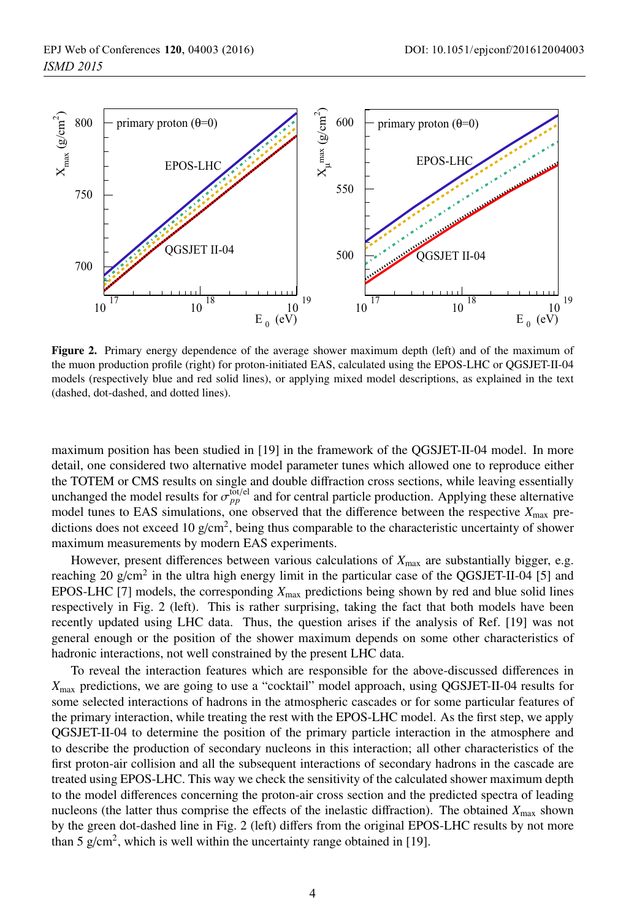**Figure 2.** Primary energy dependence of the average shower maximum depth (left) and of the maximum of the muon production profile (right) for proton-initiated EAS, calculated using the EPOS-LHC or QGSJET-II-04 models (respectively blue and red solid lines), or applying mixed model descriptions, as explained in the text (dashed, dot-dashed, and dotted lines).

maximum position has been studied in [19] in the framework of the QGSJET-II-04 model. In more detail, one considered two alternative model parameter tunes which allowed one to reproduce either the TOTEM or CMS results on single and double diffraction cross sections, while leaving essentially unchanged the model results for $\sigma_{pp}^{\rm tot/el}$ and for central particle production. Applying these alternative model tunes to EAS simulations, one observed that the difference between the respective $X_{\rm max}$ predictions does not exceed 10 g/cm$^2$, being thus comparable to the characteristic uncertainty of shower maximum measurements by modern EAS experiments.

However, present differences between various calculations of $X_{\rm max}$ are substantially bigger, e.g. reaching 20 g/cm$^2$ in the ultra high energy limit in the particular case of the QGSJET-II-04 [5] and EPOS-LHC [7] models, the corresponding $X_{\rm max}$ predictions being shown by red and blue solid lines respectively in Fig. 2 (left). This is rather surprising, taking the fact that both models have been recently updated using LHC data. Thus, the question arises if the analysis of Ref. [19] was not general enough or the position of the shower maximum depends on some other characteristics of hadronic interactions, not well constrained by the present LHC data.

To reveal the interaction features which are responsible for the above-discussed differences in $X_{\rm max}$ predictions, we are going to use a "cocktail" model approach, using QGSJET-II-04 results for some selected interactions of hadrons in the atmospheric cascades or for some particular features of the primary interaction, while treating the rest with the EPOS-LHC model. As the first step, we apply QGSJET-II-04 to determine the position of the primary particle interaction in the atmosphere and to describe the production of secondary nucleons in this interaction; all other characteristics of the first proton-air collision and all the subsequent interactions of secondary hadrons in the cascade are treated using EPOS-LHC. This way we check the sensitivity of the calculated shower maximum depth to the model differences concerning the proton-air cross section and the predicted spectra of leading nucleons (the latter thus comprise the effects of the inelastic diffraction). The obtained $X_{\rm max}$ shown by the green dot-dashed line in Fig. 2 (left) differs from the original EPOS-LHC results by not more than 5 g/cm$^2$, which is well within the uncertainty range obtained in [19].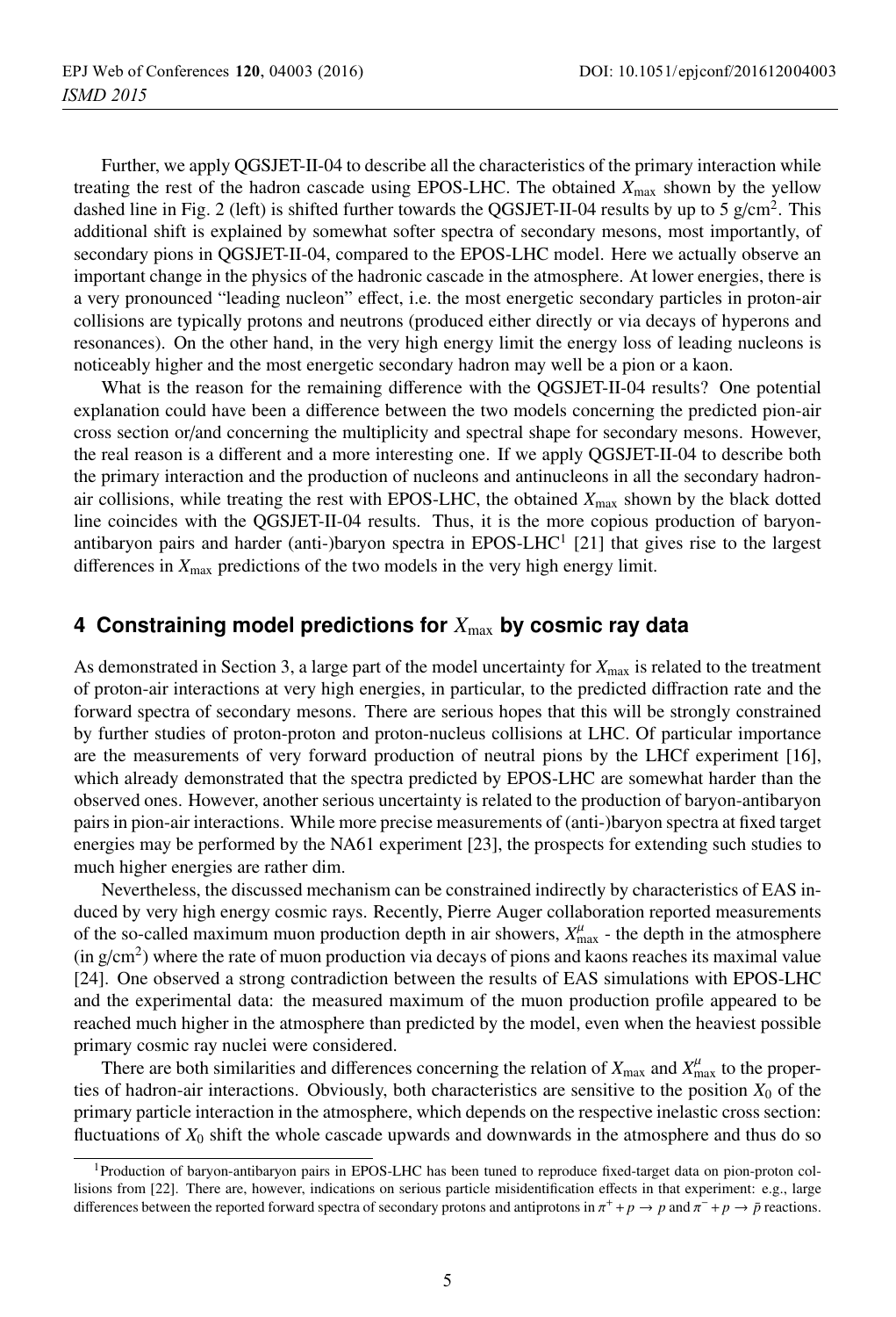Further, we apply QGSJET-II-04 to describe all the characteristics of the primary interaction while treating the rest of the hadron cascade using EPOS-LHC. The obtained $X_{\max}$ shown by the yellow dashed line in Fig. 2 (left) is shifted further towards the QGSJET-II-04 results by up to 5 g/cm$^2$. This additional shift is explained by somewhat softer spectra of secondary mesons, most importantly, of secondary pions in QGSJET-II-04, compared to the EPOS-LHC model. Here we actually observe an important change in the physics of the hadronic cascade in the atmosphere. At lower energies, there is a very pronounced "leading nucleon" effect, i.e. the most energetic secondary particles in proton-air collisions are typically protons and neutrons (produced either directly or via decays of hyperons and resonances). On the other hand, in the very high energy limit the energy loss of leading nucleons is noticeably higher and the most energetic secondary hadron may well be a pion or a kaon.

What is the reason for the remaining difference with the QGSJET-II-04 results? One potential explanation could have been a difference between the two models concerning the predicted pion-air cross section or/and concerning the multiplicity and spectral shape for secondary mesons. However, the real reason is a different and a more interesting one. If we apply QGSJET-II-04 to describe both the primary interaction and the production of nucleons and antinucleons in all the secondary hadron-air collisions, while treating the rest with EPOS-LHC, the obtained $X_{\max}$ shown by the black dotted line coincides with the QGSJET-II-04 results. Thus, it is the more copious production of baryon-antibaryon pairs and harder (anti-)baryon spectra in EPOS-LHC[1] [21] that gives rise to the largest differences in $X_{\max}$ predictions of the two models in the very high energy limit.

## 4 Constraining model predictions for $X_{\max}$ by cosmic ray data

As demonstrated in Section 3, a large part of the model uncertainty for $X_{\max}$ is related to the treatment of proton-air interactions at very high energies, in particular, to the predicted diffraction rate and the forward spectra of secondary mesons. There are serious hopes that this will be strongly constrained by further studies of proton-proton and proton-nucleus collisions at LHC. Of particular importance are the measurements of very forward production of neutral pions by the LHCf experiment [16], which already demonstrated that the spectra predicted by EPOS-LHC are somewhat harder than the observed ones. However, another serious uncertainty is related to the production of baryon-antibaryon pairs in pion-air interactions. While more precise measurements of (anti-)baryon spectra at fixed target energies may be performed by the NA61 experiment [23], the prospects for extending such studies to much higher energies are rather dim.

Nevertheless, the discussed mechanism can be constrained indirectly by characteristics of EAS induced by very high energy cosmic rays. Recently, Pierre Auger collaboration reported measurements of the so-called maximum muon production depth in air showers, $X^{\mu}_{\max}$ - the depth in the atmosphere (in g/cm$^2$) where the rate of muon production via decays of pions and kaons reaches its maximal value [24]. One observed a strong contradiction between the results of EAS simulations with EPOS-LHC and the experimental data: the measured maximum of the muon production profile appeared to be reached much higher in the atmosphere than predicted by the model, even when the heaviest possible primary cosmic ray nuclei were considered.

There are both similarities and differences concerning the relation of $X_{\max}$ and $X^{\mu}_{\max}$ to the properties of hadron-air interactions. Obviously, both characteristics are sensitive to the position $X_0$ of the primary particle interaction in the atmosphere, which depends on the respective inelastic cross section: fluctuations of $X_0$ shift the whole cascade upwards and downwards in the atmosphere and thus do so

[1] Production of baryon-antibaryon pairs in EPOS-LHC has been tuned to reproduce fixed-target data on pion-proton collisions from [22]. There are, however, indications on serious particle misidentification effects in that experiment: e.g., large differences between the reported forward spectra of secondary protons and antiprotons in $\pi^+ + p \to p$ and $\pi^- + p \to \bar{p}$ reactions.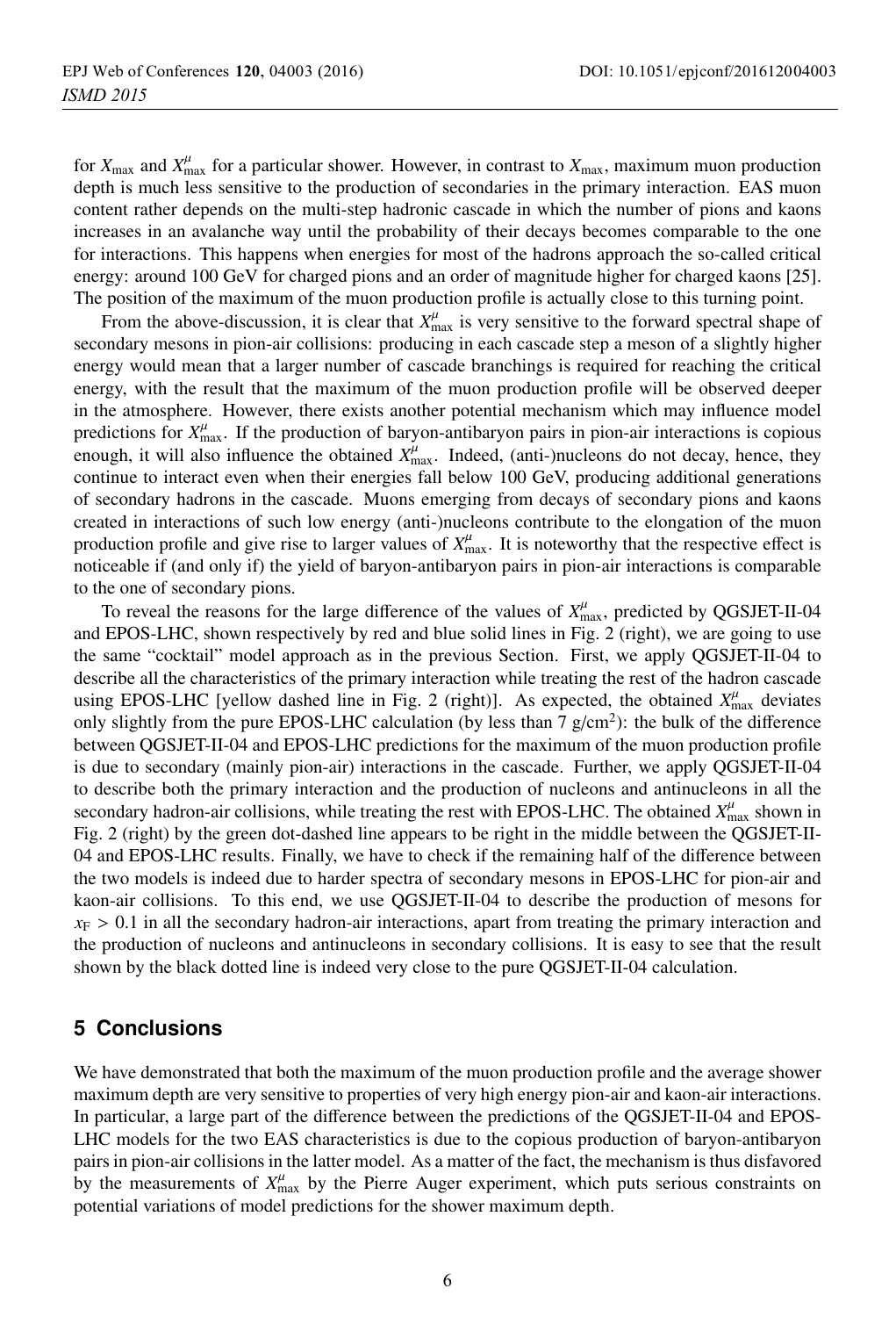for $X_{\max}$ and $X^{\mu}_{\max}$ for a particular shower. However, in contrast to $X_{\max}$, maximum muon production depth is much less sensitive to the production of secondaries in the primary interaction. EAS muon content rather depends on the multi-step hadronic cascade in which the number of pions and kaons increases in an avalanche way until the probability of their decays becomes comparable to the one for interactions. This happens when energies for most of the hadrons approach the so-called critical energy: around 100 GeV for charged pions and an order of magnitude higher for charged kaons [25]. The position of the maximum of the muon production profile is actually close to this turning point.

From the above-discussion, it is clear that $X^{\mu}_{\max}$ is very sensitive to the forward spectral shape of secondary mesons in pion-air collisions: producing in each cascade step a meson of a slightly higher energy would mean that a larger number of cascade branchings is required for reaching the critical energy, with the result that the maximum of the muon production profile will be observed deeper in the atmosphere. However, there exists another potential mechanism which may influence model predictions for $X^{\mu}_{\max}$. If the production of baryon-antibaryon pairs in pion-air interactions is copious enough, it will also influence the obtained $X^{\mu}_{\max}$. Indeed, (anti-)nucleons do not decay, hence, they continue to interact even when their energies fall below 100 GeV, producing additional generations of secondary hadrons in the cascade. Muons emerging from decays of secondary pions and kaons created in interactions of such low energy (anti-)nucleons contribute to the elongation of the muon production profile and give rise to larger values of $X^{\mu}_{\max}$. It is noteworthy that the respective effect is noticeable if (and only if) the yield of baryon-antibaryon pairs in pion-air interactions is comparable to the one of secondary pions.

To reveal the reasons for the large difference of the values of $X^{\mu}_{\max}$, predicted by QGSJET-II-04 and EPOS-LHC, shown respectively by red and blue solid lines in Fig. 2 (right), we are going to use the same "cocktail" model approach as in the previous Section. First, we apply QGSJET-II-04 to describe all the characteristics of the primary interaction while treating the rest of the hadron cascade using EPOS-LHC [yellow dashed line in Fig. 2 (right)]. As expected, the obtained $X^{\mu}_{\max}$ deviates only slightly from the pure EPOS-LHC calculation (by less than 7 g/cm$^2$): the bulk of the difference between QGSJET-II-04 and EPOS-LHC predictions for the maximum of the muon production profile is due to secondary (mainly pion-air) interactions in the cascade. Further, we apply QGSJET-II-04 to describe both the primary interaction and the production of nucleons and antinucleons in all the secondary hadron-air collisions, while treating the rest with EPOS-LHC. The obtained $X^{\mu}_{\max}$ shown in Fig. 2 (right) by the green dot-dashed line appears to be right in the middle between the QGSJET-II-04 and EPOS-LHC results. Finally, we have to check if the remaining half of the difference between the two models is indeed due to harder spectra of secondary mesons in EPOS-LHC for pion-air and kaon-air collisions. To this end, we use QGSJET-II-04 to describe the production of mesons for $x_F > 0.1$ in all the secondary hadron-air interactions, apart from treating the primary interaction and the production of nucleons and antinucleons in secondary collisions. It is easy to see that the result shown by the black dotted line is indeed very close to the pure QGSJET-II-04 calculation.

## 5 Conclusions

We have demonstrated that both the maximum of the muon production profile and the average shower maximum depth are very sensitive to properties of very high energy pion-air and kaon-air interactions. In particular, a large part of the difference between the predictions of the QGSJET-II-04 and EPOS-LHC models for the two EAS characteristics is due to the copious production of baryon-antibaryon pairs in pion-air collisions in the latter model. As a matter of the fact, the mechanism is thus disfavored by the measurements of $X^{\mu}_{\max}$ by the Pierre Auger experiment, which puts serious constraints on potential variations of model predictions for the shower maximum depth.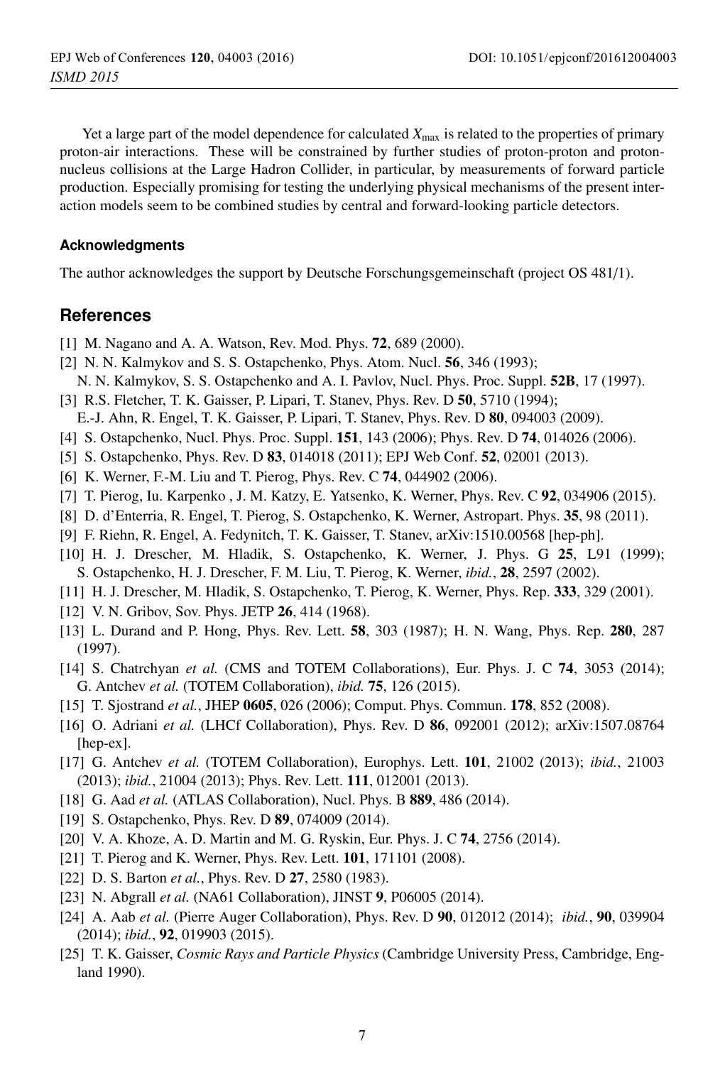Yet a large part of the model dependence for calculated $X_{\max}$ is related to the properties of primary proton-air interactions. These will be constrained by further studies of proton-proton and proton-nucleus collisions at the Large Hadron Collider, in particular, by measurements of forward particle production. Especially promising for testing the underlying physical mechanisms of the present interaction models seem to be combined studies by central and forward-looking particle detectors.

#### Acknowledgments

The author acknowledges the support by Deutsche Forschungsgemeinschaft (project OS 481/1).

## References

[1] M. Nagano and A. A. Watson, Rev. Mod. Phys. **72**, 689 (2000).

[2] N. N. Kalmykov and S. S. Ostapchenko, Phys. Atom. Nucl. **56**, 346 (1993); N. N. Kalmykov, S. S. Ostapchenko and A. I. Pavlov, Nucl. Phys. Proc. Suppl. **52B**, 17 (1997).

[3] R.S. Fletcher, T. K. Gaisser, P. Lipari, T. Stanev, Phys. Rev. D **50**, 5710 (1994); E.-J. Ahn, R. Engel, T. K. Gaisser, P. Lipari, T. Stanev, Phys. Rev. D **80**, 094003 (2009).

[4] S. Ostapchenko, Nucl. Phys. Proc. Suppl. **151**, 143 (2006); Phys. Rev. D **74**, 014026 (2006).

[5] S. Ostapchenko, Phys. Rev. D **83**, 014018 (2011); EPJ Web Conf. **52**, 02001 (2013).

[6] K. Werner, F.-M. Liu and T. Pierog, Phys. Rev. C **74**, 044902 (2006).

[7] T. Pierog, Iu. Karpenko , J. M. Katzy, E. Yatsenko, K. Werner, Phys. Rev. C **92**, 034906 (2015).

[8] D. d'Enterria, R. Engel, T. Pierog, S. Ostapchenko, K. Werner, Astropart. Phys. **35**, 98 (2011).

[9] F. Riehn, R. Engel, A. Fedynitch, T. K. Gaisser, T. Stanev, arXiv:1510.00568 [hep-ph].

[10] H. J. Drescher, M. Hladik, S. Ostapchenko, K. Werner, J. Phys. G **25**, L91 (1999); S. Ostapchenko, H. J. Drescher, F. M. Liu, T. Pierog, K. Werner, *ibid.*, **28**, 2597 (2002).

[11] H. J. Drescher, M. Hladik, S. Ostapchenko, T. Pierog, K. Werner, Phys. Rep. **333**, 329 (2001).

[12] V. N. Gribov, Sov. Phys. JETP **26**, 414 (1968).

[13] L. Durand and P. Hong, Phys. Rev. Lett. **58**, 303 (1987); H. N. Wang, Phys. Rep. **280**, 287 (1997).

[14] S. Chatrchyan *et al.* (CMS and TOTEM Collaborations), Eur. Phys. J. C **74**, 3053 (2014); G. Antchev *et al.* (TOTEM Collaboration), *ibid.* **75**, 126 (2015).

[15] T. Sjostrand *et al.*, JHEP **0605**, 026 (2006); Comput. Phys. Commun. **178**, 852 (2008).

[16] O. Adriani *et al.* (LHCf Collaboration), Phys. Rev. D **86**, 092001 (2012); arXiv:1507.08764 [hep-ex].

[17] G. Antchev *et al.* (TOTEM Collaboration), Europhys. Lett. **101**, 21002 (2013); *ibid.*, 21003 (2013); *ibid.*, 21004 (2013); Phys. Rev. Lett. **111**, 012001 (2013).

[18] G. Aad *et al.* (ATLAS Collaboration), Nucl. Phys. B **889**, 486 (2014).

[19] S. Ostapchenko, Phys. Rev. D **89**, 074009 (2014).

[20] V. A. Khoze, A. D. Martin and M. G. Ryskin, Eur. Phys. J. C **74**, 2756 (2014).

[21] T. Pierog and K. Werner, Phys. Rev. Lett. **101**, 171101 (2008).

[22] D. S. Barton *et al.*, Phys. Rev. D **27**, 2580 (1983).

[23] N. Abgrall *et al.* (NA61 Collaboration), JINST **9**, P06005 (2014).

[24] A. Aab *et al.* (Pierre Auger Collaboration), Phys. Rev. D **90**, 012012 (2014); *ibid.*, **90**, 039904 (2014); *ibid.*, **92**, 019903 (2015).

[25] T. K. Gaisser, *Cosmic Rays and Particle Physics* (Cambridge University Press, Cambridge, England 1990).